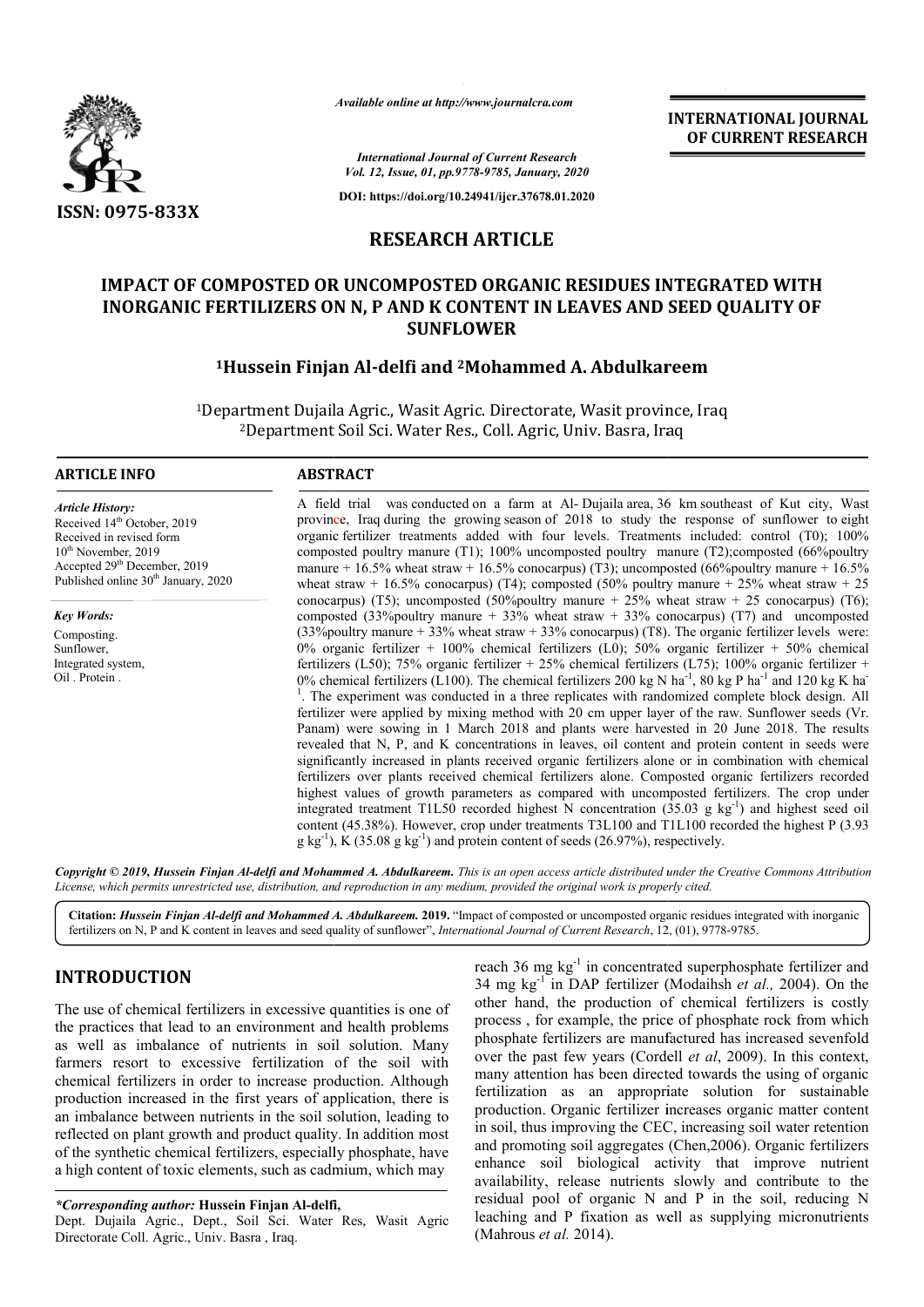ISSN: 0975-833X

*Available online at http://www.journalcra.com*

*International Journal of Current Research*
*Vol. 12, Issue, 01, pp.9778-9785, January, 2020*

**DOI: https://doi.org/10.24941/ijcr.37678.01.2020**

**INTERNATIONAL JOURNAL OF CURRENT RESEARCH**

## RESEARCH ARTICLE

# IMPACT OF COMPOSTED OR UNCOMPOSTED ORGANIC RESIDUES INTEGRATED WITH INORGANIC FERTILIZERS ON N, P AND K CONTENT IN LEAVES AND SEED QUALITY OF SUNFLOWER

**[1]Hussein Finjan Al-delfi and [2]Mohammed A. Abdulkareem**

[1]Department Dujaila Agric., Wasit Agric. Directorate, Wasit province, Iraq
[2]Department Soil Sci. Water Res., Coll. Agric, Univ. Basra, Iraq

**ARTICLE INFO**

*Article History:*
Received 14th October, 2019
Received in revised form
10th November, 2019
Accepted 29th December, 2019
Published online 30th January, 2020

*Key Words:*
Composting.
Sunflower,
Integrated system,
Oil . Protein .

**ABSTRACT**

A field trial was conducted on a farm at Al- Dujaila area, 36 km southeast of Kut city, Wast province, Iraq during the growing season of 2018 to study the response of sunflower to eight organic fertilizer treatments added with four levels. Treatments included: control (T0); 100% composted poultry manure (T1); 100% uncomposted poultry manure (T2);composted (66%poultry manure + 16.5% wheat straw + 16.5% conocarpus) (T3); uncomposted (66%poultry manure + 16.5% wheat straw + 16.5% conocarpus) (T4); composted (50% poultry manure + 25% wheat straw + 25 conocarpus) (T5); uncomposted (50%poultry manure + 25% wheat straw + 25 conocarpus) (T6); composted (33%poultry manure + 33% wheat straw + 33% conocarpus) (T7) and uncomposted (33%poultry manure + 33% wheat straw + 33% conocarpus) (T8). The organic fertilizer levels were: 0% organic fertilizer + 100% chemical fertilizers (L0); 50% organic fertilizer + 50% chemical fertilizers (L50); 75% organic fertilizer + 25% chemical fertilizers (L75); 100% organic fertilizer + 0% chemical fertilizers (L100). The chemical fertilizers 200 kg N $ha^{-1}$, 80 kg P $ha^{-1}$ and 120 kg K $ha^{-1}$. The experiment was conducted in a three replicates with randomized complete block design. All fertilizer were applied by mixing method with 20 cm upper layer of the raw. Sunflower seeds (Vr. Panam) were sowing in 1 March 2018 and plants were harvested in 20 June 2018. The results revealed that N, P, and K concentrations in leaves, oil content and protein content in seeds were significantly increased in plants received organic fertilizers alone or in combination with chemical fertilizers over plants received chemical fertilizers alone. Composted organic fertilizers recorded highest values of growth parameters as compared with uncomposted fertilizers. The crop under integrated treatment T1L50 recorded highest N concentration (35.03 g $kg^{-1}$) and highest seed oil content (45.38%). However, crop under treatments T3L100 and T1L100 recorded the highest P (3.93 g $kg^{-1}$), K (35.08 g $kg^{-1}$) and protein content of seeds (26.97%), respectively.

***Copyright © 2019, Hussein Finjan Al-delfi and Mohammed A. Abdulkareem.*** *This is an open access article distributed under the Creative Commons Attribution License, which permits unrestricted use, distribution, and reproduction in any medium, provided the original work is properly cited.*

**Citation:** ***Hussein Finjan Al-delfi and Mohammed A. Abdulkareem.*** **2019.** "Impact of composted or uncomposted organic residues integrated with inorganic fertilizers on N, P and K content in leaves and seed quality of sunflower", *International Journal of Current Research*, 12, (01), 9778-9785.

## INTRODUCTION

The use of chemical fertilizers in excessive quantities is one of the practices that lead to an environment and health problems as well as imbalance of nutrients in soil solution. Many farmers resort to excessive fertilization of the soil with chemical fertilizers in order to increase production. Although production increased in the first years of application, there is an imbalance between nutrients in the soil solution, leading to reflected on plant growth and product quality. In addition most of the synthetic chemical fertilizers, especially phosphate, have a high content of toxic elements, such as cadmium, which may reach 36 mg $kg^{-1}$ in concentrated superphosphate fertilizer and 34 mg $kg^{-1}$ in DAP fertilizer (Modaihsh *et al.,* 2004). On the other hand, the production of chemical fertilizers is costly process , for example, the price of phosphate rock from which phosphate fertilizers are manufactured has increased sevenfold over the past few years (Cordell *et al*, 2009). In this context, many attention has been directed towards the using of organic fertilization as an appropriate solution for sustainable production. Organic fertilizer increases organic matter content in soil, thus improving the CEC, increasing soil water retention and promoting soil aggregates (Chen,2006). Organic fertilizers enhance soil biological activity that improve nutrient availability, release nutrients slowly and contribute to the residual pool of organic N and P in the soil, reducing N leaching and P fixation as well as supplying micronutrients (Mahrous *et al.* 2014).

**\*Corresponding author: Hussein Finjan Al-delfi,**
Dept. Dujaila Agric., Dept., Soil Sci. Water Res, Wasit Agric Directorate Coll. Agric., Univ. Basra , Iraq.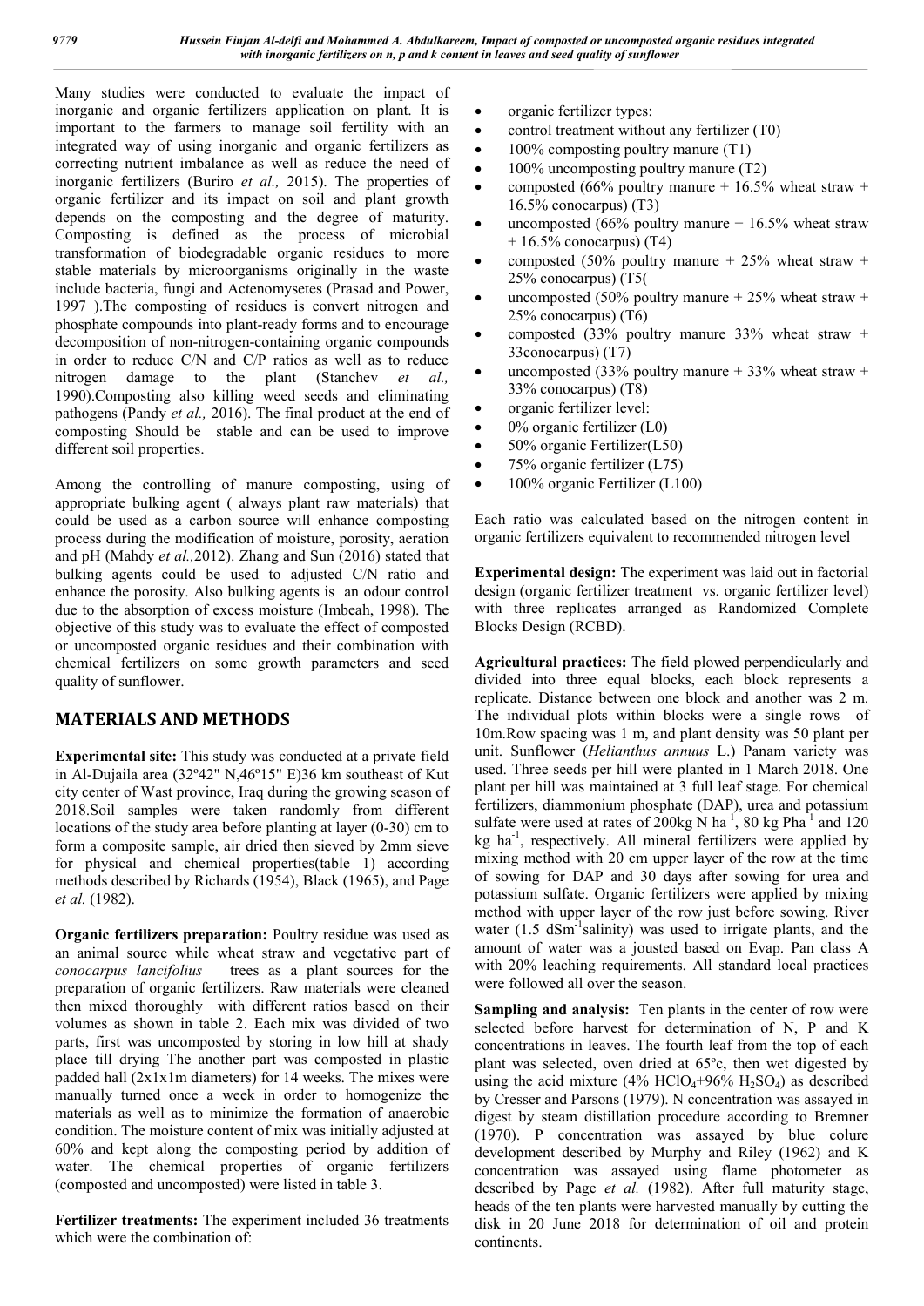Many studies were conducted to evaluate the impact of inorganic and organic fertilizers application on plant. It is important to the farmers to manage soil fertility with an integrated way of using inorganic and organic fertilizers as correcting nutrient imbalance as well as reduce the need of inorganic fertilizers (Buriro *et al.,* 2015). The properties of organic fertilizer and its impact on soil and plant growth depends on the composting and the degree of maturity. Composting is defined as the process of microbial transformation of biodegradable organic residues to more stable materials by microorganisms originally in the waste include bacteria, fungi and Actenomysetes (Prasad and Power, 1997 ).The composting of residues is convert nitrogen and phosphate compounds into plant-ready forms and to encourage decomposition of non-nitrogen-containing organic compounds in order to reduce C/N and C/P ratios as well as to reduce nitrogen damage to the plant (Stanchev *et al.,* 1990).Composting also killing weed seeds and eliminating pathogens (Pandy *et al.,* 2016). The final product at the end of composting Should be stable and can be used to improve different soil properties.

Among the controlling of manure composting, using of appropriate bulking agent ( always plant raw materials) that could be used as a carbon source will enhance composting process during the modification of moisture, porosity, aeration and pH (Mahdy *et al.,*2012). Zhang and Sun (2016) stated that bulking agents could be used to adjusted C/N ratio and enhance the porosity. Also bulking agents is an odour control due to the absorption of excess moisture (Imbeah, 1998). The objective of this study was to evaluate the effect of composted or uncomposted organic residues and their combination with chemical fertilizers on some growth parameters and seed quality of sunflower.

## MATERIALS AND METHODS

**Experimental site:** This study was conducted at a private field in Al-Dujaila area (32º42" N,46º15" E)36 km southeast of Kut city center of Wast province, Iraq during the growing season of 2018.Soil samples were taken randomly from different locations of the study area before planting at layer (0-30) cm to form a composite sample, air dried then sieved by 2mm sieve for physical and chemical properties(table 1) according methods described by Richards (1954), Black (1965), and Page *et al.* (1982).

**Organic fertilizers preparation:** Poultry residue was used as an animal source while wheat straw and vegetative part of *conocarpus lancifolius* trees as a plant sources for the preparation of organic fertilizers. Raw materials were cleaned then mixed thoroughly with different ratios based on their volumes as shown in table 2. Each mix was divided of two parts, first was uncomposted by storing in low hill at shady place till drying The another part was composted in plastic padded hall (2x1x1m diameters) for 14 weeks. The mixes were manually turned once a week in order to homogenize the materials as well as to minimize the formation of anaerobic condition. The moisture content of mix was initially adjusted at 60% and kept along the composting period by addition of water. The chemical properties of organic fertilizers (composted and uncomposted) were listed in table 3.

**Fertilizer treatments:** The experiment included 36 treatments which were the combination of:

- organic fertilizer types:
- control treatment without any fertilizer (T0)
- 100% composting poultry manure (T1)
- 100% uncomposting poultry manure (T2)
- composted (66% poultry manure + 16.5% wheat straw + 16.5% conocarpus) (T3)
- uncomposted (66% poultry manure + 16.5% wheat straw + 16.5% conocarpus) (T4)
- composted (50% poultry manure + 25% wheat straw + 25% conocarpus) (T5(
- uncomposted (50% poultry manure + 25% wheat straw + 25% conocarpus) (T6)
- composted (33% poultry manure 33% wheat straw + 33conocarpus) (T7)
- uncomposted (33% poultry manure + 33% wheat straw + 33% conocarpus) (T8)
- organic fertilizer level:
- 0% organic fertilizer (L0)
- 50% organic Fertilizer(L50)
- 75% organic fertilizer (L75)
- 100% organic Fertilizer (L100)

Each ratio was calculated based on the nitrogen content in organic fertilizers equivalent to recommended nitrogen level

**Experimental design:** The experiment was laid out in factorial design (organic fertilizer treatment vs. organic fertilizer level) with three replicates arranged as Randomized Complete Blocks Design (RCBD).

**Agricultural practices:** The field plowed perpendicularly and divided into three equal blocks, each block represents a replicate. Distance between one block and another was 2 m. The individual plots within blocks were a single rows of 10m.Row spacing was 1 m, and plant density was 50 plant per unit. Sunflower (*Helianthus annuus* L.) Panam variety was used. Three seeds per hill were planted in 1 March 2018. One plant per hill was maintained at 3 full leaf stage. For chemical fertilizers, diammonium phosphate (DAP), urea and potassium sulfate were used at rates of 200kg N $ha^{-1}$, 80 kg P$ha^{-1}$ and 120 kg $ha^{-1}$, respectively. All mineral fertilizers were applied by mixing method with 20 cm upper layer of the row at the time of sowing for DAP and 30 days after sowing for urea and potassium sulfate. Organic fertilizers were applied by mixing method with upper layer of the row just before sowing. River water (1.5 $dSm^{-1}$salinity) was used to irrigate plants, and the amount of water was a jousted based on Evap. Pan class A with 20% leaching requirements. All standard local practices were followed all over the season.

**Sampling and analysis:** Ten plants in the center of row were selected before harvest for determination of N, P and K concentrations in leaves. The fourth leaf from the top of each plant was selected, oven dried at 65ºc, then wet digested by using the acid mixture (4% $HClO_4$+96% $H_2SO_4$) as described by Cresser and Parsons (1979). N concentration was assayed in digest by steam distillation procedure according to Bremner (1970). P concentration was assayed by blue colure development described by Murphy and Riley (1962) and K concentration was assayed using flame photometer as described by Page *et al.* (1982). After full maturity stage, heads of the ten plants were harvested manually by cutting the disk in 20 June 2018 for determination of oil and protein continents.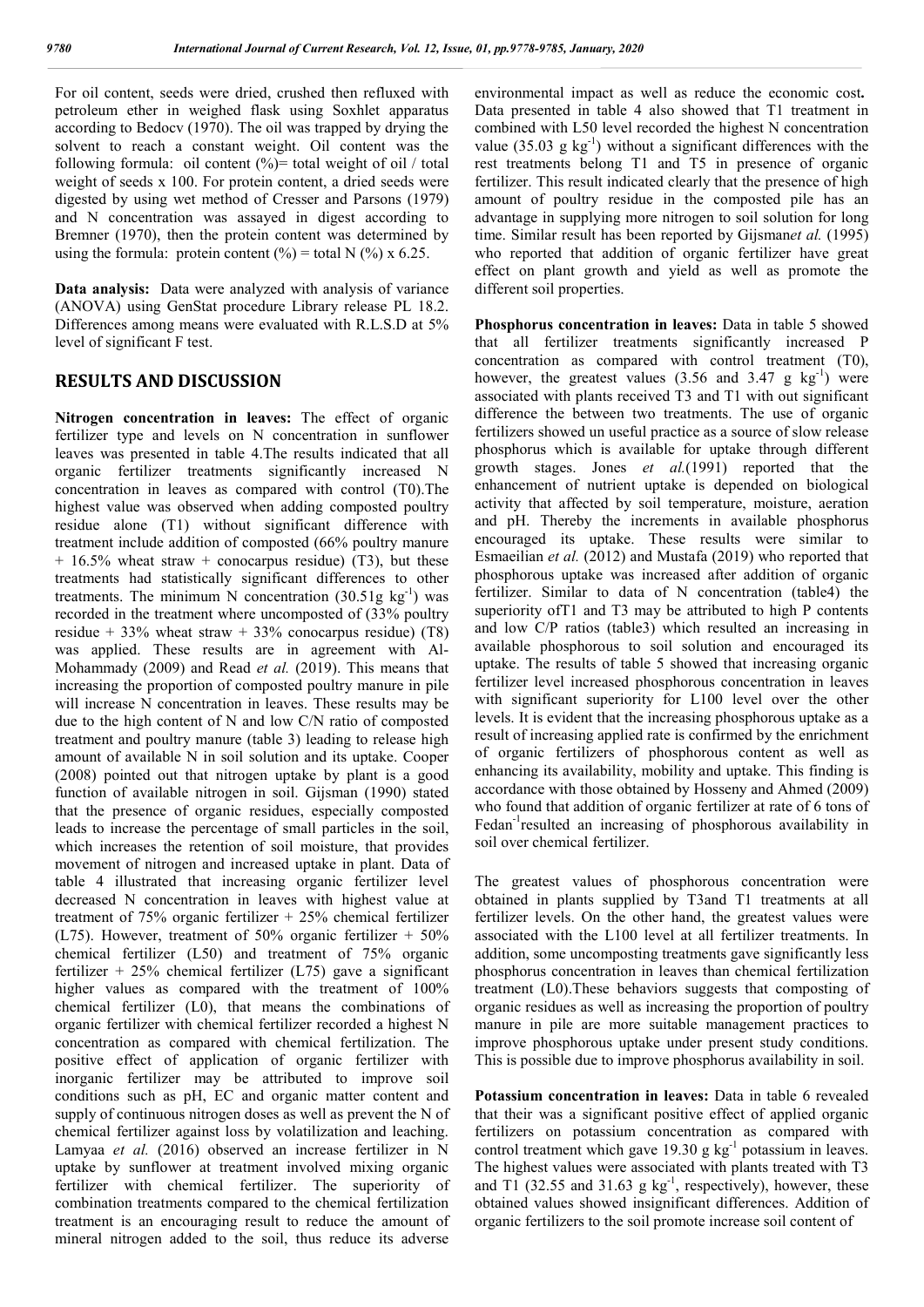For oil content, seeds were dried, crushed then refluxed with petroleum ether in weighed flask using Soxhlet apparatus according to Bedocv (1970). The oil was trapped by drying the solvent to reach a constant weight. Oil content was the following formula: oil content (%)= total weight of oil / total weight of seeds x 100. For protein content, a dried seeds were digested by using wet method of Cresser and Parsons (1979) and N concentration was assayed in digest according to Bremner (1970), then the protein content was determined by using the formula: protein content (%) = total N (%) x 6.25.

**Data analysis:** Data were analyzed with analysis of variance (ANOVA) using GenStat procedure Library release PL 18.2. Differences among means were evaluated with R.L.S.D at 5% level of significant F test.

## RESULTS AND DISCUSSION

**Nitrogen concentration in leaves:** The effect of organic fertilizer type and levels on N concentration in sunflower leaves was presented in table 4.The results indicated that all organic fertilizer treatments significantly increased N concentration in leaves as compared with control (T0).The highest value was observed when adding composted poultry residue alone (T1) without significant difference with treatment include addition of composted (66% poultry manure + 16.5% wheat straw + conocarpus residue) (T3), but these treatments had statistically significant differences to other treatments. The minimum N concentration (30.51g $kg^{-1}$) was recorded in the treatment where uncomposted of (33% poultry residue + 33% wheat straw + 33% conocarpus residue) (T8) was applied. These results are in agreement with Al-Mohammady (2009) and Read *et al.* (2019). This means that increasing the proportion of composted poultry manure in pile will increase N concentration in leaves. These results may be due to the high content of N and low C/N ratio of composted treatment and poultry manure (table 3) leading to release high amount of available N in soil solution and its uptake. Cooper (2008) pointed out that nitrogen uptake by plant is a good function of available nitrogen in soil. Gijsman (1990) stated that the presence of organic residues, especially composted leads to increase the percentage of small particles in the soil, which increases the retention of soil moisture, that provides movement of nitrogen and increased uptake in plant. Data of table 4 illustrated that increasing organic fertilizer level decreased N concentration in leaves with highest value at treatment of 75% organic fertilizer + 25% chemical fertilizer (L75). However, treatment of 50% organic fertilizer + 50% chemical fertilizer (L50) and treatment of 75% organic fertilizer + 25% chemical fertilizer (L75) gave a significant higher values as compared with the treatment of 100% chemical fertilizer (L0), that means the combinations of organic fertilizer with chemical fertilizer recorded a highest N concentration as compared with chemical fertilization. The positive effect of application of organic fertilizer with inorganic fertilizer may be attributed to improve soil conditions such as pH, EC and organic matter content and supply of continuous nitrogen doses as well as prevent the N of chemical fertilizer against loss by volatilization and leaching. Lamyaa *et al.* (2016) observed an increase fertilizer in N uptake by sunflower at treatment involved mixing organic fertilizer with chemical fertilizer. The superiority of combination treatments compared to the chemical fertilization treatment is an encouraging result to reduce the amount of mineral nitrogen added to the soil, thus reduce its adverse environmental impact as well as reduce the economic cost**.** Data presented in table 4 also showed that T1 treatment in combined with L50 level recorded the highest N concentration value (35.03 g $kg^{-1}$) without a significant differences with the rest treatments belong T1 and T5 in presence of organic fertilizer. This result indicated clearly that the presence of high amount of poultry residue in the composted pile has an advantage in supplying more nitrogen to soil solution for long time. Similar result has been reported by Gijsman*et al.* (1995) who reported that addition of organic fertilizer have great effect on plant growth and yield as well as promote the different soil properties.

**Phosphorus concentration in leaves:** Data in table 5 showed that all fertilizer treatments significantly increased P concentration as compared with control treatment (T0), however, the greatest values (3.56 and 3.47 g $kg^{-1}$) were associated with plants received T3 and T1 with out significant difference the between two treatments. The use of organic fertilizers showed un useful practice as a source of slow release phosphorus which is available for uptake through different growth stages. Jones *et al.*(1991) reported that the enhancement of nutrient uptake is depended on biological activity that affected by soil temperature, moisture, aeration and pH. Thereby the increments in available phosphorus encouraged its uptake. These results were similar to Esmaeilian *et al.* (2012) and Mustafa (2019) who reported that phosphorous uptake was increased after addition of organic fertilizer. Similar to data of N concentration (table4) the superiority ofT1 and T3 may be attributed to high P contents and low C/P ratios (table3) which resulted an increasing in available phosphorous to soil solution and encouraged its uptake. The results of table 5 showed that increasing organic fertilizer level increased phosphorous concentration in leaves with significant superiority for L100 level over the other levels. It is evident that the increasing phosphorous uptake as a result of increasing applied rate is confirmed by the enrichment of organic fertilizers of phosphorous content as well as enhancing its availability, mobility and uptake. This finding is accordance with those obtained by Hosseny and Ahmed (2009) who found that addition of organic fertilizer at rate of 6 tons of $Fedan^{-1}$resulted an increasing of phosphorous availability in soil over chemical fertilizer.

The greatest values of phosphorous concentration were obtained in plants supplied by T3and T1 treatments at all fertilizer levels. On the other hand, the greatest values were associated with the L100 level at all fertilizer treatments. In addition, some uncomposting treatments gave significantly less phosphorus concentration in leaves than chemical fertilization treatment (L0).These behaviors suggests that composting of organic residues as well as increasing the proportion of poultry manure in pile are more suitable management practices to improve phosphorous uptake under present study conditions. This is possible due to improve phosphorus availability in soil.

**Potassium concentration in leaves:** Data in table 6 revealed that their was a significant positive effect of applied organic fertilizers on potassium concentration as compared with control treatment which gave 19.30 g $kg^{-1}$ potassium in leaves. The highest values were associated with plants treated with T3 and T1 (32.55 and 31.63 g $kg^{-1}$, respectively), however, these obtained values showed insignificant differences. Addition of organic fertilizers to the soil promote increase soil content of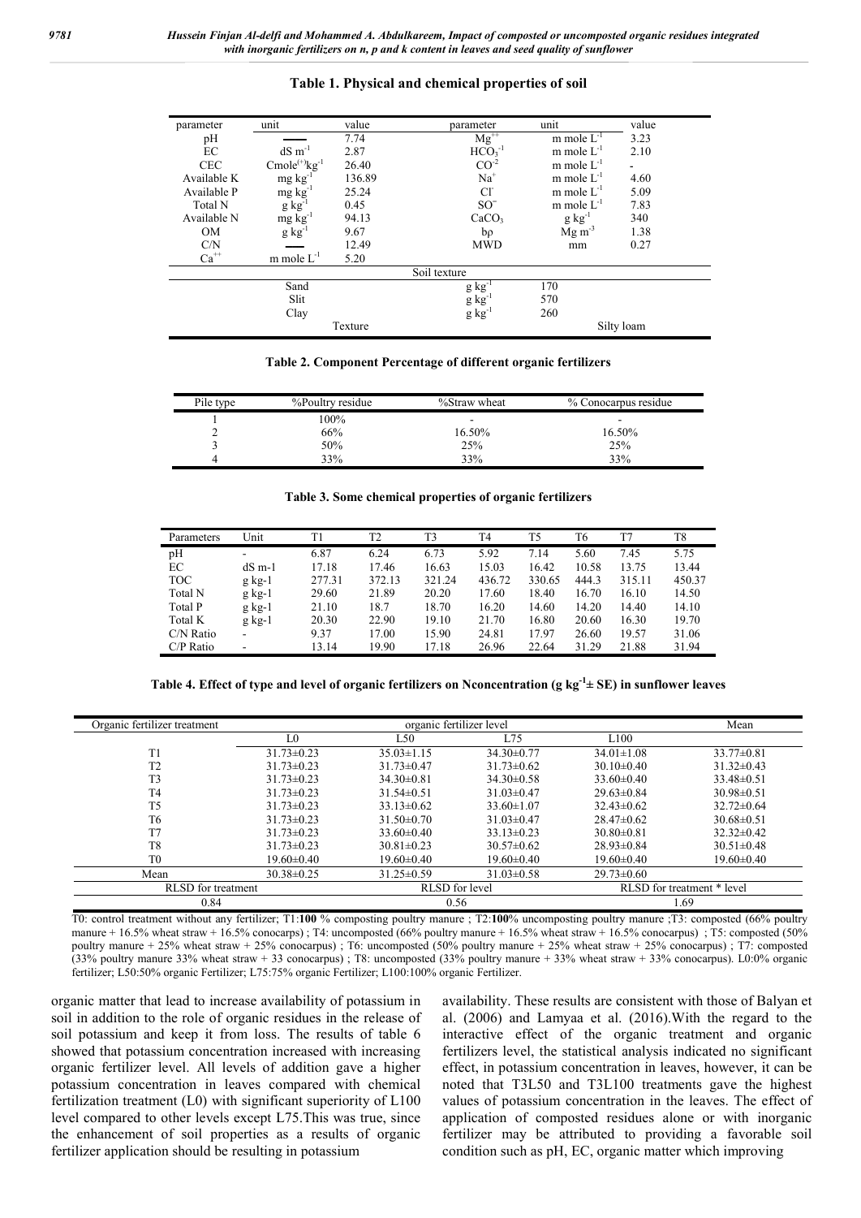**Table 1. Physical and chemical properties of soil**

| parameter | unit | value | parameter | unit | value |
|---|---|---|---|---|---|
| pH | —— | 7.74 | $Mg^{++}$ | m mole $L^{-1}$ | 3.23 |
| EC | dS $m^{-1}$ | 2.87 | $HCO_3^{-1}$ | m mole $L^{-1}$ | 2.10 |
| CEC | $Cmole^{(+)}kg^{-1}$ | 26.40 | $CO^{-2}$ | m mole $L^{-1}$ | - |
| Available K | mg $kg^{-1}$ | 136.89 | $Na^{+}$ | m mole $L^{-1}$ | 4.60 |
| Available P | mg $kg^{-1}$ | 25.24 | $Cl^{-}$ | m mole $L^{-1}$ | 5.09 |
| Total N | g $kg^{-1}$ | 0.45 | $SO^{=}$ | m mole $L^{-1}$ | 7.83 |
| Available N | mg $kg^{-1}$ | 94.13 | $CaCO_3$ | g $kg^{-1}$ | 340 |
| OM | g $kg^{-1}$ | 9.67 | bρ | Mg $m^{-3}$ | 1.38 |
| C/N | —— | 12.49 | MWD | mm | 0.27 |
| $Ca^{++}$ | m mole $L^{-1}$ | 5.20 | | | |
| | | Soil texture | | | |
| | Sand | | g $kg^{-1}$ | 170 | |
| | Slit | | g $kg^{-1}$ | 570 | |
| | Clay | | g $kg^{-1}$ | 260 | |
| | | Texture | | Silty loam | |

**Table 2. Component Percentage of different organic fertilizers**

| Pile type | %Poultry residue | %Straw wheat | % Conocarpus residue |
|---|---|---|---|
| 1 | 100% | - | - |
| 2 | 66% | 16.50% | 16.50% |
| 3 | 50% | 25% | 25% |
| 4 | 33% | 33% | 33% |

**Table 3. Some chemical properties of organic fertilizers**

| Parameters | Unit | T1 | T2 | T3 | T4 | T5 | T6 | T7 | T8 |
|---|---|---|---|---|---|---|---|---|---|
| pH | - | 6.87 | 6.24 | 6.73 | 5.92 | 7.14 | 5.60 | 7.45 | 5.75 |
| EC | dS m-1 | 17.18 | 17.46 | 16.63 | 15.03 | 16.42 | 10.58 | 13.75 | 13.44 |
| TOC | g kg-1 | 277.31 | 372.13 | 321.24 | 436.72 | 330.65 | 444.3 | 315.11 | 450.37 |
| Total N | g kg-1 | 29.60 | 21.89 | 20.20 | 17.60 | 18.40 | 16.70 | 16.10 | 14.50 |
| Total P | g kg-1 | 21.10 | 18.7 | 18.70 | 16.20 | 14.60 | 14.20 | 14.40 | 14.10 |
| Total K | g kg-1 | 20.30 | 22.90 | 19.10 | 21.70 | 16.80 | 20.60 | 16.30 | 19.70 |
| C/N Ratio | - | 9.37 | 17.00 | 15.90 | 24.81 | 17.97 | 26.60 | 19.57 | 31.06 |
| C/P Ratio | - | 13.14 | 19.90 | 17.18 | 26.96 | 22.64 | 31.29 | 21.88 | 31.94 |

**Table 4. Effect of type and level of organic fertilizers on Nconcentration (g $kg^{-1}$± SE) in sunflower leaves**

| Organic fertilizer treatment | organic fertilizer level | | | | Mean |
|---|---|---|---|---|---|
| | L0 | L50 | L75 | L100 | |
| T1 | 31.73±0.23 | 35.03±1.15 | 34.30±0.77 | 34.01±1.08 | 33.77±0.81 |
| T2 | 31.73±0.23 | 31.73±0.47 | 31.73±0.62 | 30.10±0.40 | 31.32±0.43 |
| T3 | 31.73±0.23 | 34.30±0.81 | 34.30±0.58 | 33.60±0.40 | 33.48±0.51 |
| T4 | 31.73±0.23 | 31.54±0.51 | 31.03±0.47 | 29.63±0.84 | 30.98±0.51 |
| T5 | 31.73±0.23 | 33.13±0.62 | 33.60±1.07 | 32.43±0.62 | 32.72±0.64 |
| T6 | 31.73±0.23 | 31.50±0.70 | 31.03±0.47 | 28.47±0.62 | 30.68±0.51 |
| T7 | 31.73±0.23 | 33.60±0.40 | 33.13±0.23 | 30.80±0.81 | 32.32±0.42 |
| T8 | 31.73±0.23 | 30.81±0.23 | 30.57±0.62 | 28.93±0.84 | 30.51±0.48 |
| T0 | 19.60±0.40 | 19.60±0.40 | 19.60±0.40 | 19.60±0.40 | 19.60±0.40 |
| Mean | 30.38±0.25 | 31.25±0.59 | 31.03±0.58 | 29.73±0.60 | |
| RLSD for treatment | | RLSD for level | | RLSD for treatment * level | |
| 0.84 | | 0.56 | | 1.69 | |

T0: control treatment without any fertilizer; T1:**100** % composting poultry manure ; T2:**100**% uncomposting poultry manure ;T3: composted (66% poultry manure + 16.5% wheat straw + 16.5% conocarps) ; T4: uncomposted (66% poultry manure + 16.5% wheat straw + 16.5% conocarpus) ; T5: composted (50% poultry manure + 25% wheat straw + 25% conocarpus) ; T6: uncomposted (50% poultry manure + 25% wheat straw + 25% conocarpus) ; T7: composted (33% poultry manure 33% wheat straw + 33 conocarpus) ; T8: uncomposted (33% poultry manure + 33% wheat straw + 33% conocarpus). L0:0% organic fertilizer; L50:50% organic Fertilizer; L75:75% organic Fertilizer; L100:100% organic Fertilizer.

organic matter that lead to increase availability of potassium in soil in addition to the role of organic residues in the release of soil potassium and keep it from loss. The results of table 6 showed that potassium concentration increased with increasing organic fertilizer level. All levels of addition gave a higher potassium concentration in leaves compared with chemical fertilization treatment (L0) with significant superiority of L100 level compared to other levels except L75.This was true, since the enhancement of soil properties as a results of organic fertilizer application should be resulting in potassium availability. These results are consistent with those of Balyan et al. (2006) and Lamyaa et al. (2016).With the regard to the interactive effect of the organic treatment and organic fertilizers level, the statistical analysis indicated no significant effect, in potassium concentration in leaves, however, it can be noted that T3L50 and T3L100 treatments gave the highest values of potassium concentration in the leaves. The effect of application of composted residues alone or with inorganic fertilizer may be attributed to providing a favorable soil condition such as pH, EC, organic matter which improving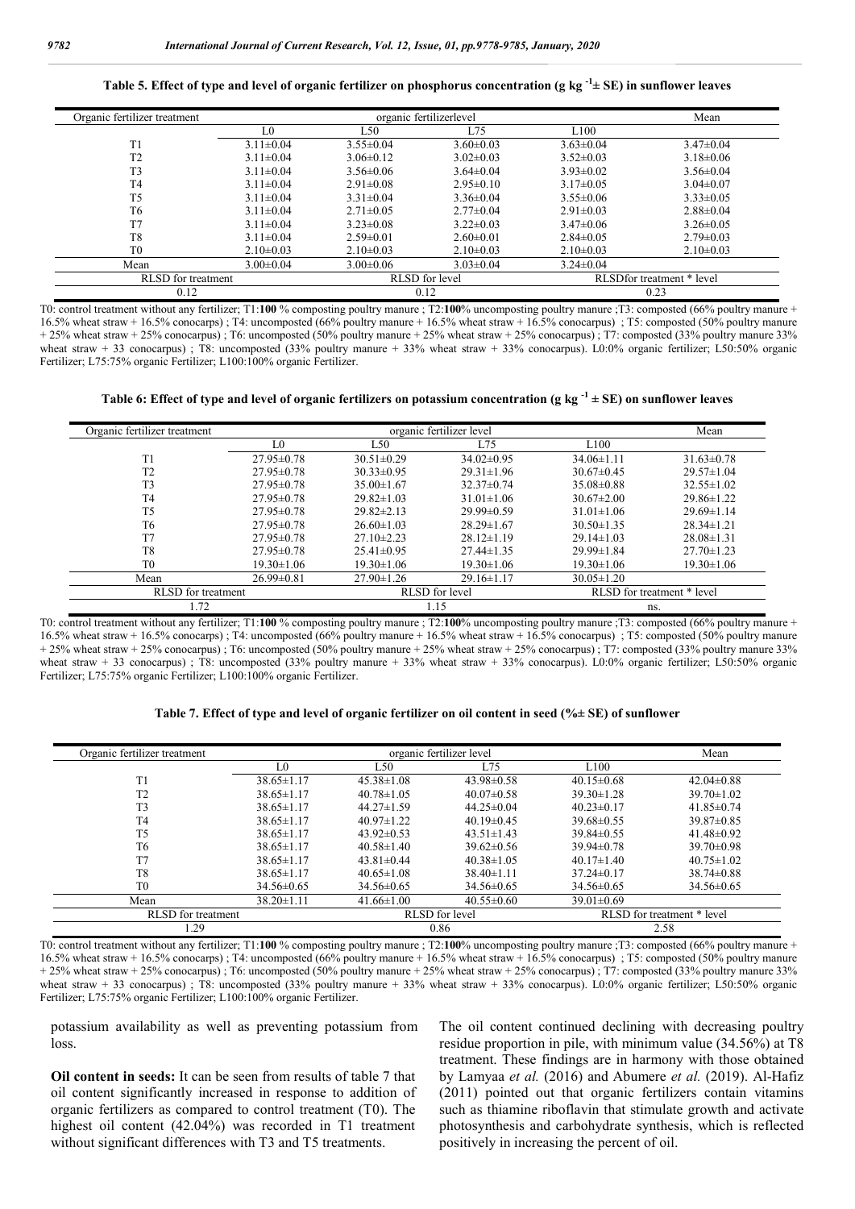**Table 5. Effect of type and level of organic fertilizer on phosphorus concentration (g kg $^{-1}$± SE) in sunflower leaves**

| Organic fertilizer treatment | organic fertilizerlevel | | | | Mean |
|---|---|---|---|---|---|
| | L0 | L50 | L75 | L100 | |
| T1 | 3.11±0.04 | 3.55±0.04 | 3.60±0.03 | 3.63±0.04 | 3.47±0.04 |
| T2 | 3.11±0.04 | 3.06±0.12 | 3.02±0.03 | 3.52±0.03 | 3.18±0.06 |
| T3 | 3.11±0.04 | 3.56±0.06 | 3.64±0.04 | 3.93±0.02 | 3.56±0.04 |
| T4 | 3.11±0.04 | 2.91±0.08 | 2.95±0.10 | 3.17±0.05 | 3.04±0.07 |
| T5 | 3.11±0.04 | 3.31±0.04 | 3.36±0.04 | 3.55±0.06 | 3.33±0.05 |
| T6 | 3.11±0.04 | 2.71±0.05 | 2.77±0.04 | 2.91±0.03 | 2.88±0.04 |
| T7 | 3.11±0.04 | 3.23±0.08 | 3.22±0.03 | 3.47±0.06 | 3.26±0.05 |
| T8 | 3.11±0.04 | 2.59±0.01 | 2.60±0.01 | 2.84±0.05 | 2.79±0.03 |
| T0 | 2.10±0.03 | 2.10±0.03 | 2.10±0.03 | 2.10±0.03 | 2.10±0.03 |
| Mean | 3.00±0.04 | 3.00±0.06 | 3.03±0.04 | 3.24±0.04 | |
| RLSD for treatment | | RLSD for level | | RLSDfor treatment * level | |
| 0.12 | | 0.12 | | 0.23 | |

T0: control treatment without any fertilizer; T1:**100** % composting poultry manure ; T2:**100**% uncomposting poultry manure ;T3: composted (66% poultry manure + 16.5% wheat straw + 16.5% conocarps) ; T4: uncomposted (66% poultry manure + 16.5% wheat straw + 16.5% conocarpus) ; T5: composted (50% poultry manure + 25% wheat straw + 25% conocarpus) ; T6: uncomposted (50% poultry manure + 25% wheat straw + 25% conocarpus) ; T7: composted (33% poultry manure 33% wheat straw + 33 conocarpus) ; T8: uncomposted (33% poultry manure + 33% wheat straw + 33% conocarpus). L0:0% organic fertilizer; L50:50% organic Fertilizer; L75:75% organic Fertilizer; L100:100% organic Fertilizer.

**Table 6: Effect of type and level of organic fertilizers on potassium concentration (g kg $^{-1}$ ± SE) on sunflower leaves**

| Organic fertilizer treatment | organic fertilizer level | | | | Mean |
|---|---|---|---|---|---|
| | L0 | L50 | L75 | L100 | |
| T1 | 27.95±0.78 | 30.51±0.29 | 34.02±0.95 | 34.06±1.11 | 31.63±0.78 |
| T2 | 27.95±0.78 | 30.33±0.95 | 29.31±1.96 | 30.67±0.45 | 29.57±1.04 |
| T3 | 27.95±0.78 | 35.00±1.67 | 32.37±0.74 | 35.08±0.88 | 32.55±1.02 |
| T4 | 27.95±0.78 | 29.82±1.03 | 31.01±1.06 | 30.67±2.00 | 29.86±1.22 |
| T5 | 27.95±0.78 | 29.82±2.13 | 29.99±0.59 | 31.01±1.06 | 29.69±1.14 |
| T6 | 27.95±0.78 | 26.60±1.03 | 28.29±1.67 | 30.50±1.35 | 28.34±1.21 |
| T7 | 27.95±0.78 | 27.10±2.23 | 28.12±1.19 | 29.14±1.03 | 28.08±1.31 |
| T8 | 27.95±0.78 | 25.41±0.95 | 27.44±1.35 | 29.99±1.84 | 27.70±1.23 |
| T0 | 19.30±1.06 | 19.30±1.06 | 19.30±1.06 | 19.30±1.06 | 19.30±1.06 |
| Mean | 26.99±0.81 | 27.90±1.26 | 29.16±1.17 | 30.05±1.20 | |
| RLSD for treatment | | RLSD for level | | RLSD for treatment * level | |
| 1.72 | | 1.15 | | ns. | |

T0: control treatment without any fertilizer; T1:**100** % composting poultry manure ; T2:**100**% uncomposting poultry manure ;T3: composted (66% poultry manure + 16.5% wheat straw + 16.5% conocarps) ; T4: uncomposted (66% poultry manure + 16.5% wheat straw + 16.5% conocarpus) ; T5: composted (50% poultry manure + 25% wheat straw + 25% conocarpus) ; T6: uncomposted (50% poultry manure + 25% wheat straw + 25% conocarpus) ; T7: composted (33% poultry manure 33% wheat straw + 33 conocarpus) ; T8: uncomposted (33% poultry manure + 33% wheat straw + 33% conocarpus). L0:0% organic fertilizer; L50:50% organic Fertilizer; L75:75% organic Fertilizer; L100:100% organic Fertilizer.

**Table 7. Effect of type and level of organic fertilizer on oil content in seed (%± SE) of sunflower**

| Organic fertilizer treatment | organic fertilizer level | | | | Mean |
|---|---|---|---|---|---|
| | L0 | L50 | L75 | L100 | |
| T1 | 38.65±1.17 | 45.38±1.08 | 43.98±0.58 | 40.15±0.68 | 42.04±0.88 |
| T2 | 38.65±1.17 | 40.78±1.05 | 40.07±0.58 | 39.30±1.28 | 39.70±1.02 |
| T3 | 38.65±1.17 | 44.27±1.59 | 44.25±0.04 | 40.23±0.17 | 41.85±0.74 |
| T4 | 38.65±1.17 | 40.97±1.22 | 40.19±0.45 | 39.68±0.55 | 39.87±0.85 |
| T5 | 38.65±1.17 | 43.92±0.53 | 43.51±1.43 | 39.84±0.55 | 41.48±0.92 |
| T6 | 38.65±1.17 | 40.58±1.40 | 39.62±0.56 | 39.94±0.78 | 39.70±0.98 |
| T7 | 38.65±1.17 | 43.81±0.44 | 40.38±1.05 | 40.17±1.40 | 40.75±1.02 |
| T8 | 38.65±1.17 | 40.65±1.08 | 38.40±1.11 | 37.24±0.17 | 38.74±0.88 |
| T0 | 34.56±0.65 | 34.56±0.65 | 34.56±0.65 | 34.56±0.65 | 34.56±0.65 |
| Mean | 38.20±1.11 | 41.66±1.00 | 40.55±0.60 | 39.01±0.69 | |
| RLSD for treatment | | RLSD for level | | RLSD for treatment * level | |
| 1.29 | | 0.86 | | 2.58 | |

T0: control treatment without any fertilizer; T1:**100** % composting poultry manure ; T2:**100**% uncomposting poultry manure ;T3: composted (66% poultry manure + 16.5% wheat straw + 16.5% conocarps) ; T4: uncomposted (66% poultry manure + 16.5% wheat straw + 16.5% conocarpus) ; T5: composted (50% poultry manure + 25% wheat straw + 25% conocarpus) ; T6: uncomposted (50% poultry manure + 25% wheat straw + 25% conocarpus) ; T7: composted (33% poultry manure 33% wheat straw + 33 conocarpus) ; T8: uncomposted (33% poultry manure + 33% wheat straw + 33% conocarpus). L0:0% organic fertilizer; L50:50% organic Fertilizer; L75:75% organic Fertilizer; L100:100% organic Fertilizer.

potassium availability as well as preventing potassium from loss.

**Oil content in seeds:** It can be seen from results of table 7 that oil content significantly increased in response to addition of organic fertilizers as compared to control treatment (T0). The highest oil content (42.04%) was recorded in T1 treatment without significant differences with T3 and T5 treatments. The oil content continued declining with decreasing poultry residue proportion in pile, with minimum value (34.56%) at T8 treatment. These findings are in harmony with those obtained by Lamyaa *et al.* (2016) and Abumere *et al.* (2019). Al-Hafiz (2011) pointed out that organic fertilizers contain vitamins such as thiamine riboflavin that stimulate growth and activate photosynthesis and carbohydrate synthesis, which is reflected positively in increasing the percent of oil.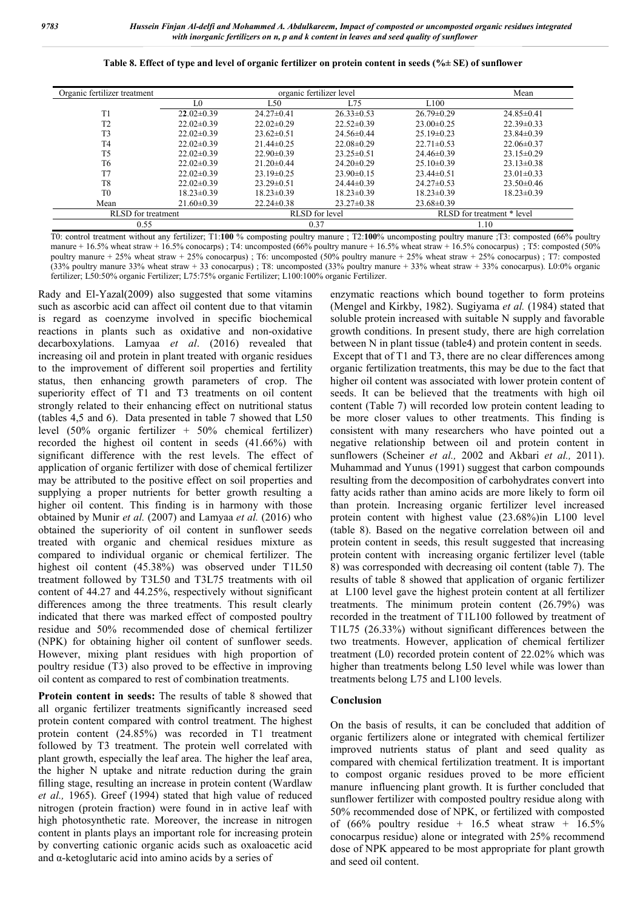**Table 8. Effect of type and level of organic fertilizer on protein content in seeds (%± SE) of sunflower**

| Organic fertilizer treatment | organic fertilizer level | | | | Mean |
|---|---|---|---|---|---|
| | L0 | L50 | L75 | L100 | |
| T1 | 22.02±0.39 | 24.27±0.41 | 26.33±0.53 | 26.79±0.29 | 24.85±0.41 |
| T2 | 22.02±0.39 | 22.02±0.29 | 22.52±0.39 | 23.00±0.25 | 22.39±0.33 |
| T3 | 22.02±0.39 | 23.62±0.51 | 24.56±0.44 | 25.19±0.23 | 23.84±0.39 |
| T4 | 22.02±0.39 | 21.44±0.25 | 22.08±0.29 | 22.71±0.53 | 22.06±0.37 |
| T5 | 22.02±0.39 | 22.90±0.39 | 23.25±0.51 | 24.46±0.39 | 23.15±0.29 |
| T6 | 22.02±0.39 | 21.20±0.44 | 24.20±0.29 | 25.10±0.39 | 23.13±0.38 |
| T7 | 22.02±0.39 | 23.19±0.25 | 23.90±0.15 | 23.44±0.51 | 23.01±0.33 |
| T8 | 22.02±0.39 | 23.29±0.51 | 24.44±0.39 | 24.27±0.53 | 23.50±0.46 |
| T0 | 18.23±0.39 | 18.23±0.39 | 18.23±0.39 | 18.23±0.39 | 18.23±0.39 |
| Mean | 21.60±0.39 | 22.24±0.38 | 23.27±0.38 | 23.68±0.39 | |
| RLSD for treatment | | RLSD for level | | RLSD for treatment * level | |
| 0.55 | | 0.37 | | 1.10 | |

T0: control treatment without any fertilizer; T1:**100** % composting poultry manure ; T2:**100**% uncomposting poultry manure ;T3: composted (66% poultry manure + 16.5% wheat straw + 16.5% conocarps) ; T4: uncomposted (66% poultry manure + 16.5% wheat straw + 16.5% conocarpus) ; T5: composted (50% poultry manure + 25% wheat straw + 25% conocarpus) ; T6: uncomposted (50% poultry manure + 25% wheat straw + 25% conocarpus) ; T7: composted (33% poultry manure 33% wheat straw + 33 conocarpus) ; T8: uncomposted (33% poultry manure + 33% wheat straw + 33% conocarpus). L0:0% organic fertilizer; L50:50% organic Fertilizer; L75:75% organic Fertilizer; L100:100% organic Fertilizer.

Rady and El-Yazal(2009) also suggested that some vitamins such as ascorbic acid can affect oil content due to that vitamin is regard as coenzyme involved in specific biochemical reactions in plants such as oxidative and non-oxidative decarboxylations. Lamyaa *et al*. (2016) revealed that increasing oil and protein in plant treated with organic residues to the improvement of different soil properties and fertility status, then enhancing growth parameters of crop. The superiority effect of T1 and T3 treatments on oil content strongly related to their enhancing effect on nutritional status (tables 4,5 and 6). Data presented in table 7 showed that L50 level (50% organic fertilizer + 50% chemical fertilizer) recorded the highest oil content in seeds (41.66%) with significant difference with the rest levels. The effect of application of organic fertilizer with dose of chemical fertilizer may be attributed to the positive effect on soil properties and supplying a proper nutrients for better growth resulting a higher oil content. This finding is in harmony with those obtained by Munir *et al.* (2007) and Lamyaa *et al.* (2016) who obtained the superiority of oil content in sunflower seeds treated with organic and chemical residues mixture as compared to individual organic or chemical fertilizer. The highest oil content (45.38%) was observed under T1L50 treatment followed by T3L50 and T3L75 treatments with oil content of 44.27 and 44.25%, respectively without significant differences among the three treatments. This result clearly indicated that there was marked effect of composted poultry residue and 50% recommended dose of chemical fertilizer (NPK) for obtaining higher oil content of sunflower seeds. However, mixing plant residues with high proportion of poultry residue (T3) also proved to be effective in improving oil content as compared to rest of combination treatments.

**Protein content in seeds:** The results of table 8 showed that all organic fertilizer treatments significantly increased seed protein content compared with control treatment. The highest protein content (24.85%) was recorded in T1 treatment followed by T3 treatment. The protein well correlated with plant growth, especially the leaf area. The higher the leaf area, the higher N uptake and nitrate reduction during the grain filling stage, resulting an increase in protein content (Wardlaw *et al.,* 1965). Greef (1994) stated that high value of reduced nitrogen (protein fraction) were found in in active leaf with high photosynthetic rate. Moreover, the increase in nitrogen content in plants plays an important role for increasing protein by converting cationic organic acids such as oxaloacetic acid and α-ketoglutaric acid into amino acids by a series of enzymatic reactions which bound together to form proteins (Mengel and Kirkby, 1982). Sugiyama *et al.* (1984) stated that soluble protein increased with suitable N supply and favorable growth conditions. In present study, there are high correlation between N in plant tissue (table4) and protein content in seeds. Except that of T1 and T3, there are no clear differences among organic fertilization treatments, this may be due to the fact that higher oil content was associated with lower protein content of seeds. It can be believed that the treatments with high oil content (Table 7) will recorded low protein content leading to be more closer values to other treatments. This finding is consistent with many researchers who have pointed out a negative relationship between oil and protein content in sunflowers (Scheiner *et al.,* 2002 and Akbari *et al.,* 2011). Muhammad and Yunus (1991) suggest that carbon compounds resulting from the decomposition of carbohydrates convert into fatty acids rather than amino acids are more likely to form oil than protein. Increasing organic fertilizer level increased protein content with highest value (23.68%)in L100 level (table 8). Based on the negative correlation between oil and protein content in seeds, this result suggested that increasing protein content with increasing organic fertilizer level (table 8) was corresponded with decreasing oil content (table 7). The results of table 8 showed that application of organic fertilizer at L100 level gave the highest protein content at all fertilizer treatments. The minimum protein content (26.79%) was recorded in the treatment of T1L100 followed by treatment of T1L75 (26.33%) without significant differences between the two treatments. However, application of chemical fertilizer treatment (L0) recorded protein content of 22.02% which was higher than treatments belong L50 level while was lower than treatments belong L75 and L100 levels.

## Conclusion

On the basis of results, it can be concluded that addition of organic fertilizers alone or integrated with chemical fertilizer improved nutrients status of plant and seed quality as compared with chemical fertilization treatment. It is important to compost organic residues proved to be more efficient manure influencing plant growth. It is further concluded that sunflower fertilizer with composted poultry residue along with 50% recommended dose of NPK, or fertilized with composted of (66% poultry residue + 16.5 wheat straw + 16.5% conocarpus residue) alone or integrated with 25% recommend dose of NPK appeared to be most appropriate for plant growth and seed oil content.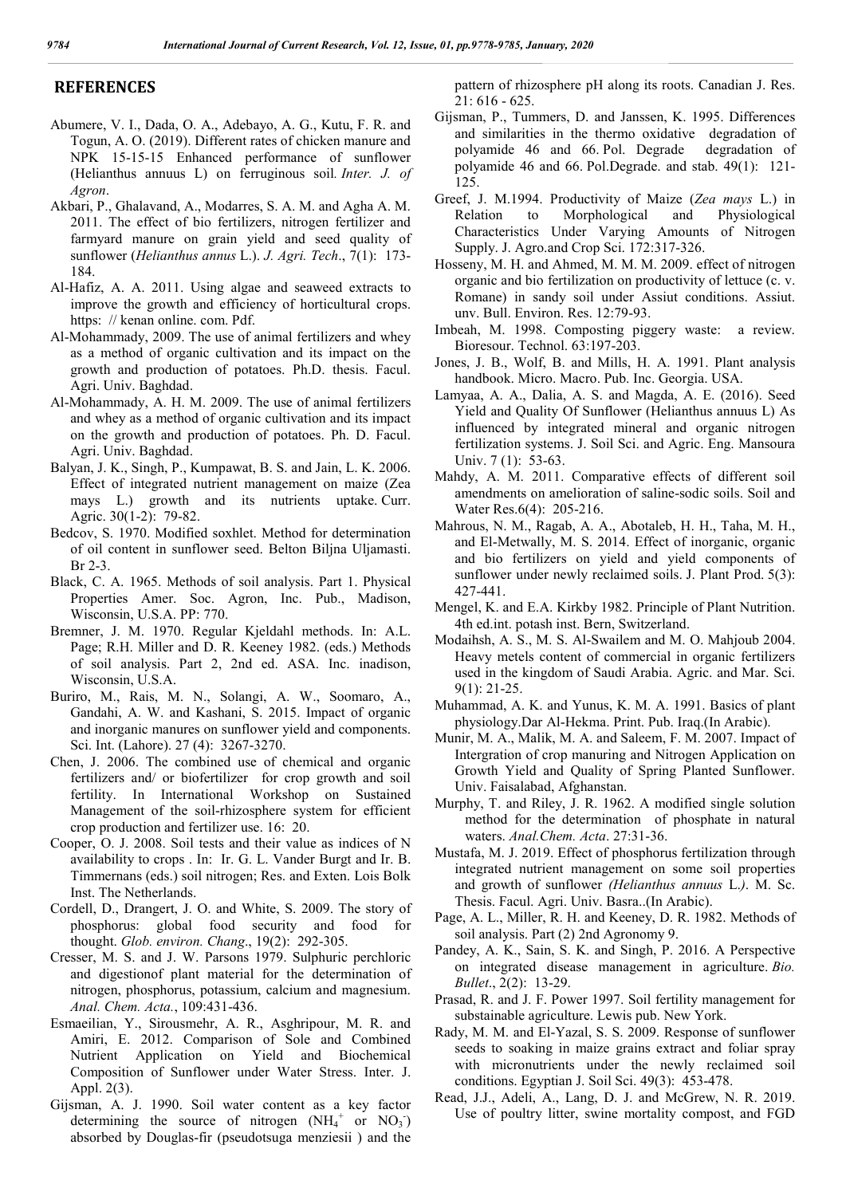## REFERENCES

Abumere, V. I., Dada, O. A., Adebayo, A. G., Kutu, F. R. and Togun, A. O. (2019). Different rates of chicken manure and NPK 15-15-15 Enhanced performance of sunflower (Helianthus annuus L) on ferruginous soil. *Inter. J. of Agron*.

Akbari, P., Ghalavand, A., Modarres, S. A. M. and Agha A. M. 2011. The effect of bio fertilizers, nitrogen fertilizer and farmyard manure on grain yield and seed quality of sunflower (*Helianthus annus* L.). *J. Agri. Tech*., 7(1): 173-184.

Al-Hafiz, A. A. 2011. Using algae and seaweed extracts to improve the growth and efficiency of horticultural crops. https: // kenan online. com. Pdf.

Al-Mohammady, 2009. The use of animal fertilizers and whey as a method of organic cultivation and its impact on the growth and production of potatoes. Ph.D. thesis. Facul. Agri. Univ. Baghdad.

Al-Mohammady, A. H. M. 2009. The use of animal fertilizers and whey as a method of organic cultivation and its impact on the growth and production of potatoes. Ph. D. Facul. Agri. Univ. Baghdad.

Balyan, J. K., Singh, P., Kumpawat, B. S. and Jain, L. K. 2006. Effect of integrated nutrient management on maize (Zea mays L.) growth and its nutrients uptake. Curr. Agric. 30(1-2): 79-82.

Bedcov, S. 1970. Modified soxhlet. Method for determination of oil content in sunflower seed. Belton Biljna Uljamasti. Br 2-3.

Black, C. A. 1965. Methods of soil analysis. Part 1. Physical Properties Amer. Soc. Agron, Inc. Pub., Madison, Wisconsin, U.S.A. PP: 770.

Bremner, J. M. 1970. Regular Kjeldahl methods. In: A.L. Page; R.H. Miller and D. R. Keeney 1982. (eds.) Methods of soil analysis. Part 2, 2nd ed. ASA. Inc. inadison, Wisconsin, U.S.A.

Buriro, M., Rais, M. N., Solangi, A. W., Soomaro, A., Gandahi, A. W. and Kashani, S. 2015. Impact of organic and inorganic manures on sunflower yield and components. Sci. Int. (Lahore). 27 (4): 3267-3270.

Chen, J. 2006. The combined use of chemical and organic fertilizers and/ or biofertilizer for crop growth and soil fertility. In International Workshop on Sustained Management of the soil-rhizosphere system for efficient crop production and fertilizer use. 16: 20.

Cooper, O. J. 2008. Soil tests and their value as indices of N availability to crops . In: Ir. G. L. Vander Burgt and Ir. B. Timmernans (eds.) soil nitrogen; Res. and Exten. Lois Bolk Inst. The Netherlands.

Cordell, D., Drangert, J. O. and White, S. 2009. The story of phosphorus: global food security and food for thought. *Glob. environ. Chang*., 19(2): 292-305.

Cresser, M. S. and J. W. Parsons 1979. Sulphuric perchloric and digestionof plant material for the determination of nitrogen, phosphorus, potassium, calcium and magnesium. *Anal. Chem. Acta.*, 109:431-436.

Esmaeilian, Y., Sirousmehr, A. R., Asghripour, M. R. and Amiri, E. 2012. Comparison of Sole and Combined Nutrient Application on Yield and Biochemical Composition of Sunflower under Water Stress. Inter. J. Appl. 2(3).

Gijsman, A. J. 1990. Soil water content as a key factor determining the source of nitrogen ($NH_4^+$ or $NO_3^-$) absorbed by Douglas-fir (pseudotsuga menziesii ) and the pattern of rhizosphere pH along its roots. Canadian J. Res. 21: 616 - 625.

Gijsman, P., Tummers, D. and Janssen, K. 1995. Differences and similarities in the thermo oxidative degradation of polyamide 46 and 66. Pol. Degrade degradation of polyamide 46 and 66. Pol.Degrade. and stab. 49(1): 121-125.

Greef, J. M.1994. Productivity of Maize (*Zea mays* L.) in Relation to Morphological and Physiological Characteristics Under Varying Amounts of Nitrogen Supply. J. Agro.and Crop Sci. 172:317-326.

Hosseny, M. H. and Ahmed, M. M. M. 2009. effect of nitrogen organic and bio fertilization on productivity of lettuce (c. v. Romane) in sandy soil under Assiut conditions. Assiut. unv. Bull. Environ. Res. 12:79-93.

Imbeah, M. 1998. Composting piggery waste: a review. Bioresour. Technol. 63:197-203.

Jones, J. B., Wolf, B. and Mills, H. A. 1991. Plant analysis handbook. Micro. Macro. Pub. Inc. Georgia. USA.

Lamyaa, A. A., Dalia, A. S. and Magda, A. E. (2016). Seed Yield and Quality Of Sunflower (Helianthus annuus L) As influenced by integrated mineral and organic nitrogen fertilization systems. J. Soil Sci. and Agric. Eng. Mansoura Univ. 7 (1): 53-63.

Mahdy, A. M. 2011. Comparative effects of different soil amendments on amelioration of saline-sodic soils. Soil and Water Res.6(4): 205-216.

Mahrous, N. M., Ragab, A. A., Abotaleb, H. H., Taha, M. H., and El-Metwally, M. S. 2014. Effect of inorganic, organic and bio fertilizers on yield and yield components of sunflower under newly reclaimed soils. J. Plant Prod. 5(3): 427-441.

Mengel, K. and E.A. Kirkby 1982. Principle of Plant Nutrition. 4th ed.int. potash inst. Bern, Switzerland.

Modaihsh, A. S., M. S. Al-Swailem and M. O. Mahjoub 2004. Heavy metels content of commercial in organic fertilizers used in the kingdom of Saudi Arabia. Agric. and Mar. Sci. 9(1): 21-25.

Muhammad, A. K. and Yunus, K. M. A. 1991. Basics of plant physiology.Dar Al-Hekma. Print. Pub. Iraq.(In Arabic).

Munir, M. A., Malik, M. A. and Saleem, F. M. 2007. Impact of Intergration of crop manuring and Nitrogen Application on Growth Yield and Quality of Spring Planted Sunflower. Univ. Faisalabad, Afghanstan.

Murphy, T. and Riley, J. R. 1962. A modified single solution method for the determination of phosphate in natural waters. *Anal.Chem. Acta*. 27:31-36.

Mustafa, M. J. 2019. Effect of phosphorus fertilization through integrated nutrient management on some soil properties and growth of sunflower *(Helianthus annuus* L.*)*. M. Sc. Thesis. Facul. Agri. Univ. Basra..(In Arabic).

Page, A. L., Miller, R. H. and Keeney, D. R. 1982. Methods of soil analysis. Part (2) 2nd Agronomy 9.

Pandey, A. K., Sain, S. K. and Singh, P. 2016. A Perspective on integrated disease management in agriculture. *Bio. Bullet*., 2(2): 13-29.

Prasad, R. and J. F. Power 1997. Soil fertility management for substainable agriculture. Lewis pub. New York.

Rady, M. M. and El-Yazal, S. S. 2009. Response of sunflower seeds to soaking in maize grains extract and foliar spray with micronutrients under the newly reclaimed soil conditions. Egyptian J. Soil Sci. 49(3): 453-478.

Read, J.J., Adeli, A., Lang, D. J. and McGrew, N. R. 2019. Use of poultry litter, swine mortality compost, and FGD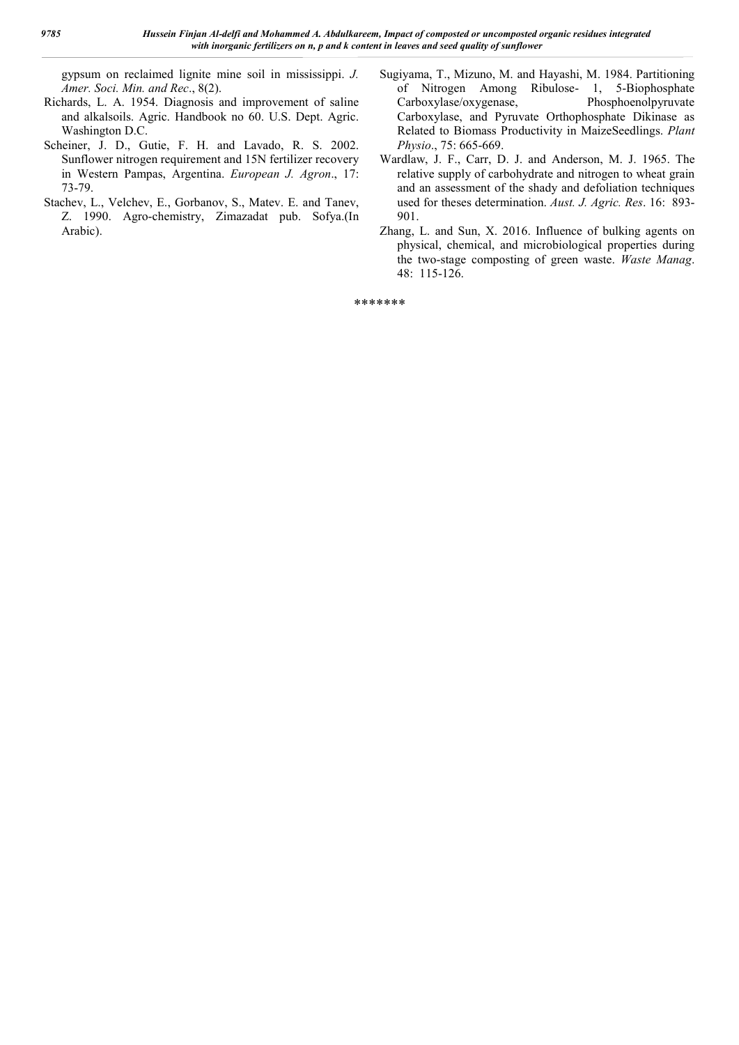gypsum on reclaimed lignite mine soil in mississippi. *J. Amer. Soci. Min. and Rec*., 8(2).

Richards, L. A. 1954. Diagnosis and improvement of saline and alkalsoils. Agric. Handbook no 60. U.S. Dept. Agric. Washington D.C.

Scheiner, J. D., Gutie, F. H. and Lavado, R. S. 2002. Sunflower nitrogen requirement and 15N fertilizer recovery in Western Pampas, Argentina. *European J. Agron*., 17: 73-79.

Stachev, L., Velchev, E., Gorbanov, S., Matev. E. and Tanev, Z. 1990. Agro-chemistry, Zimazadat pub. Sofya.(In Arabic).

Sugiyama, T., Mizuno, M. and Hayashi, M. 1984. Partitioning of Nitrogen Among Ribulose- 1, 5-Biophosphate Carboxylase/oxygenase, Phosphoenolpyruvate Carboxylase, and Pyruvate Orthophosphate Dikinase as Related to Biomass Productivity in MaizeSeedlings. *Plant Physio*., 75: 665-669.

Wardlaw, J. F., Carr, D. J. and Anderson, M. J. 1965. The relative supply of carbohydrate and nitrogen to wheat grain and an assessment of the shady and defoliation techniques used for theses determination. *Aust. J. Agric. Res*. 16: 893-901.

Zhang, L. and Sun, X. 2016. Influence of bulking agents on physical, chemical, and microbiological properties during the two-stage composting of green waste. *Waste Manag*. 48: 115-126.

*******